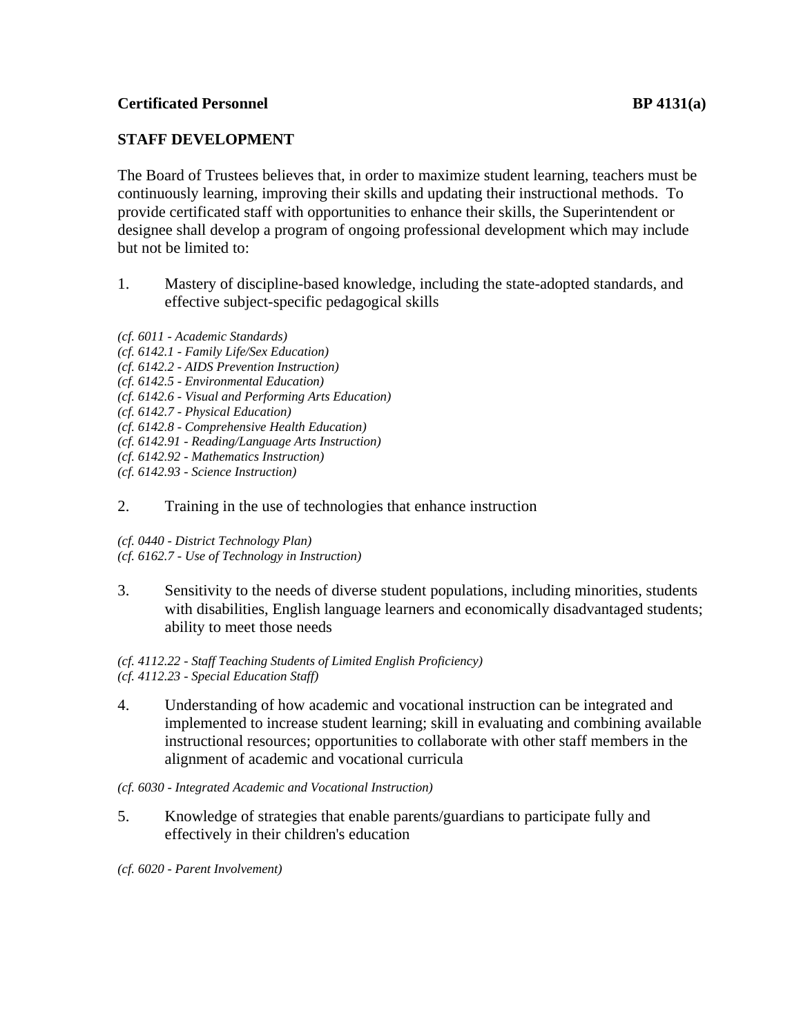**Certificated Personnel** **BP 4131(a)**

## STAFF DEVELOPMENT

The Board of Trustees believes that, in order to maximize student learning, teachers must be continuously learning, improving their skills and updating their instructional methods. To provide certificated staff with opportunities to enhance their skills, the Superintendent or designee shall develop a program of ongoing professional development which may include but not be limited to:

1. Mastery of discipline-based knowledge, including the state-adopted standards, and effective subject-specific pedagogical skills

*(cf. 6011 - Academic Standards)*
*(cf. 6142.1 - Family Life/Sex Education)*
*(cf. 6142.2 - AIDS Prevention Instruction)*
*(cf. 6142.5 - Environmental Education)*
*(cf. 6142.6 - Visual and Performing Arts Education)*
*(cf. 6142.7 - Physical Education)*
*(cf. 6142.8 - Comprehensive Health Education)*
*(cf. 6142.91 - Reading/Language Arts Instruction)*
*(cf. 6142.92 - Mathematics Instruction)*
*(cf. 6142.93 - Science Instruction)*

2. Training in the use of technologies that enhance instruction

*(cf. 0440 - District Technology Plan)*
*(cf. 6162.7 - Use of Technology in Instruction)*

3. Sensitivity to the needs of diverse student populations, including minorities, students with disabilities, English language learners and economically disadvantaged students; ability to meet those needs

*(cf. 4112.22 - Staff Teaching Students of Limited English Proficiency)*
*(cf. 4112.23 - Special Education Staff)*

4. Understanding of how academic and vocational instruction can be integrated and implemented to increase student learning; skill in evaluating and combining available instructional resources; opportunities to collaborate with other staff members in the alignment of academic and vocational curricula

*(cf. 6030 - Integrated Academic and Vocational Instruction)*

5. Knowledge of strategies that enable parents/guardians to participate fully and effectively in their children's education

*(cf. 6020 - Parent Involvement)*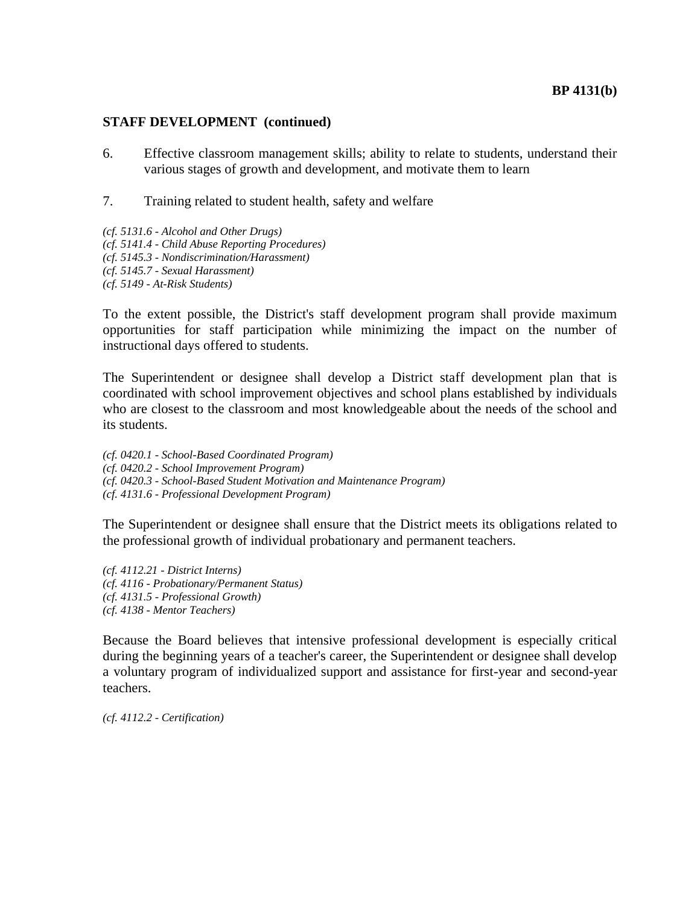**STAFF DEVELOPMENT (continued)**

6. Effective classroom management skills; ability to relate to students, understand their various stages of growth and development, and motivate them to learn

7. Training related to student health, safety and welfare

*(cf. 5131.6 - Alcohol and Other Drugs)*
*(cf. 5141.4 - Child Abuse Reporting Procedures)*
*(cf. 5145.3 - Nondiscrimination/Harassment)*
*(cf. 5145.7 - Sexual Harassment)*
*(cf. 5149 - At-Risk Students)*

To the extent possible, the District's staff development program shall provide maximum opportunities for staff participation while minimizing the impact on the number of instructional days offered to students.

The Superintendent or designee shall develop a District staff development plan that is coordinated with school improvement objectives and school plans established by individuals who are closest to the classroom and most knowledgeable about the needs of the school and its students.

*(cf. 0420.1 - School-Based Coordinated Program)*
*(cf. 0420.2 - School Improvement Program)*
*(cf. 0420.3 - School-Based Student Motivation and Maintenance Program)*
*(cf. 4131.6 - Professional Development Program)*

The Superintendent or designee shall ensure that the District meets its obligations related to the professional growth of individual probationary and permanent teachers.

*(cf. 4112.21 - District Interns)*
*(cf. 4116 - Probationary/Permanent Status)*
*(cf. 4131.5 - Professional Growth)*
*(cf. 4138 - Mentor Teachers)*

Because the Board believes that intensive professional development is especially critical during the beginning years of a teacher's career, the Superintendent or designee shall develop a voluntary program of individualized support and assistance for first-year and second-year teachers.

*(cf. 4112.2 - Certification)*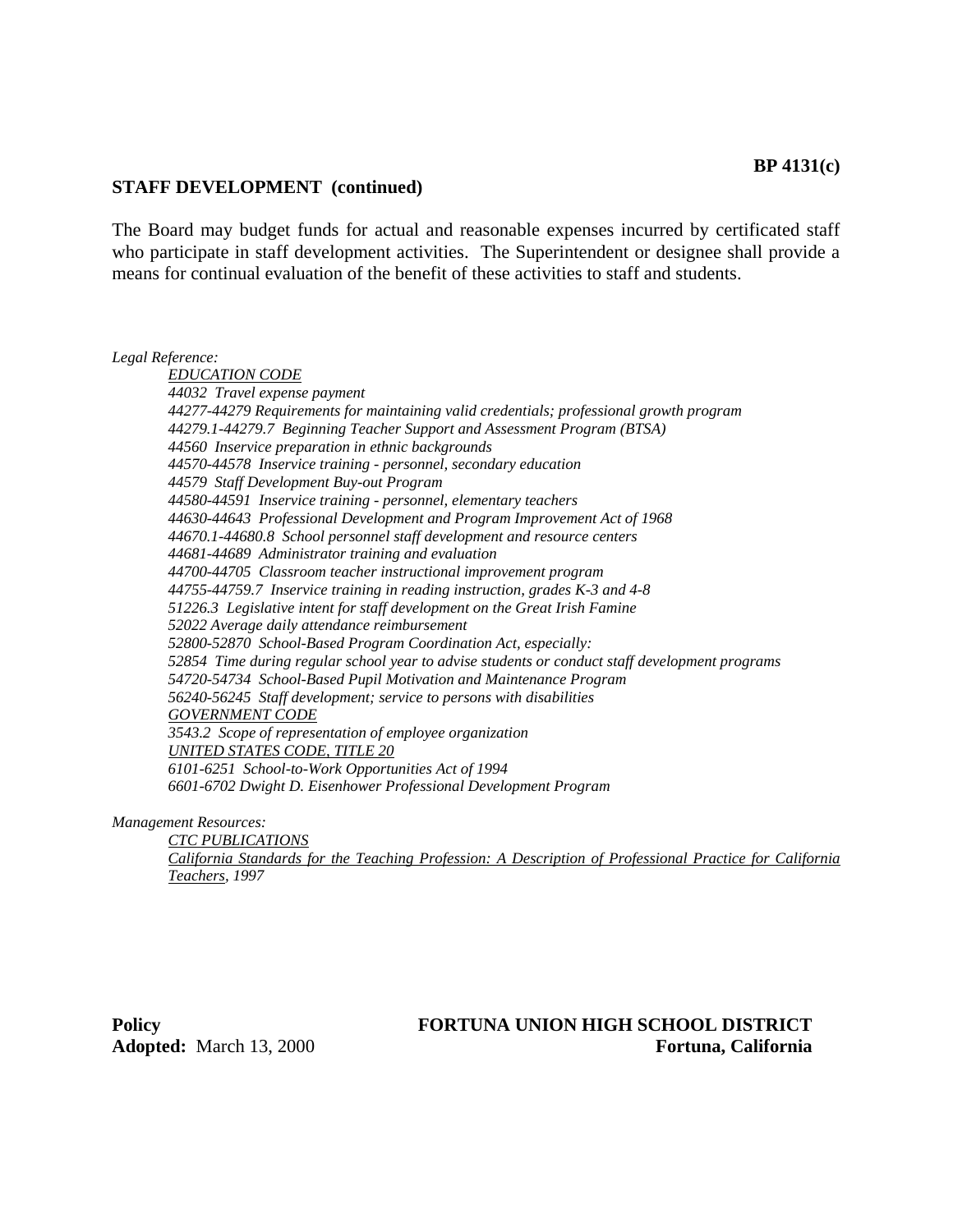BP 4131(c)

**STAFF DEVELOPMENT (continued)**

The Board may budget funds for actual and reasonable expenses incurred by certificated staff who participate in staff development activities. The Superintendent or designee shall provide a means for continual evaluation of the benefit of these activities to staff and students.

*Legal Reference:*

*EDUCATION CODE*
*44032 Travel expense payment*
*44277-44279 Requirements for maintaining valid credentials; professional growth program*
*44279.1-44279.7 Beginning Teacher Support and Assessment Program (BTSA)*
*44560 Inservice preparation in ethnic backgrounds*
*44570-44578 Inservice training - personnel, secondary education*
*44579 Staff Development Buy-out Program*
*44580-44591 Inservice training - personnel, elementary teachers*
*44630-44643 Professional Development and Program Improvement Act of 1968*
*44670.1-44680.8 School personnel staff development and resource centers*
*44681-44689 Administrator training and evaluation*
*44700-44705 Classroom teacher instructional improvement program*
*44755-44759.7 Inservice training in reading instruction, grades K-3 and 4-8*
*51226.3 Legislative intent for staff development on the Great Irish Famine*
*52022 Average daily attendance reimbursement*
*52800-52870 School-Based Program Coordination Act, especially:*
*52854 Time during regular school year to advise students or conduct staff development programs*
*54720-54734 School-Based Pupil Motivation and Maintenance Program*
*56240-56245 Staff development; service to persons with disabilities*
*GOVERNMENT CODE*
*3543.2 Scope of representation of employee organization*
*UNITED STATES CODE, TITLE 20*
*6101-6251 School-to-Work Opportunities Act of 1994*
*6601-6702 Dwight D. Eisenhower Professional Development Program*

*Management Resources:*

*CTC PUBLICATIONS*
*California Standards for the Teaching Profession: A Description of Professional Practice for California Teachers, 1997*

**Policy**
**Adopted:** March 13, 2000

**FORTUNA UNION HIGH SCHOOL DISTRICT**
**Fortuna, California**